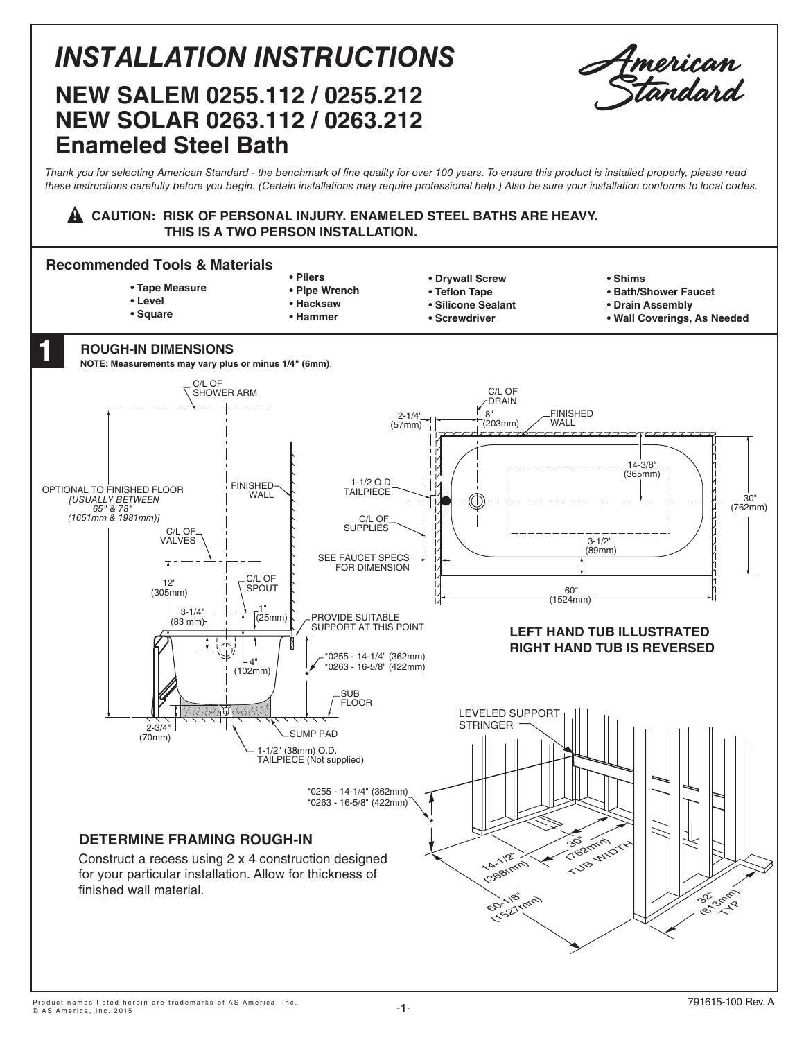# INSTALLATION INSTRUCTIONS

## NEW SALEM 0255.112 / 0255.212
## NEW SOLAR 0263.112 / 0263.212
## Enameled Steel Bath

*Thank you for selecting American Standard - the benchmark of fine quality for over 100 years. To ensure this product is installed properly, please read these instructions carefully before you begin. (Certain installations may require professional help.) Also be sure your installation conforms to local codes.*

**⚠ CAUTION: RISK OF PERSONAL INJURY. ENAMELED STEEL BATHS ARE HEAVY. THIS IS A TWO PERSON INSTALLATION.**

### Recommended Tools & Materials

- **Tape Measure**
- **Level**
- **Square**
- **Pliers**
- **Pipe Wrench**
- **Hacksaw**
- **Hammer**
- **Drywall Screw**
- **Teflon Tape**
- **Silicone Sealant**
- **Screwdriver**
- **Shims**
- **Bath/Shower Faucet**
- **Drain Assembly**
- **Wall Coverings, As Needed**

## 1 ROUGH-IN DIMENSIONS

**NOTE: Measurements may vary plus or minus 1/4" (6mm)**.

C/L OF SHOWER ARM

OPTIONAL TO FINISHED FLOOR *[USUALLY BETWEEN 65" & 78" (1651mm & 1981mm)]*

FINISHED WALL

C/L OF VALVES

12" (305mm)

C/L OF SPOUT

3-1/4" (83 mm)

1" (25mm)

PROVIDE SUITABLE SUPPORT AT THIS POINT

4" (102mm)

*0255 - 14-1/4" (362mm)
*0263 - 16-5/8" (422mm)

SUB FLOOR

2-3/4" (70mm)

SUMP PAD

1-1/2" (38mm) O.D. TAILPIECE (Not supplied)

C/L OF DRAIN

2-1/4" (57mm)

8" (203mm)

FINISHED WALL

1-1/2 O.D. TAILPIECE

C/L OF SUPPLIES

14-3/8" (365mm)

30" (762mm)

3-1/2" (89mm)

SEE FAUCET SPECS FOR DIMENSION

60" (1524mm)

**LEFT HAND TUB ILLUSTRATED**
**RIGHT HAND TUB IS REVERSED**

LEVELED SUPPORT STRINGER

*0255 - 14-1/4" (362mm)
*0263 - 16-5/8" (422mm)

14-1/2" (368mm)

30" (762mm) TUB WIDTH

60-1/8" (1527mm)

32" (813mm) TYP.

### DETERMINE FRAMING ROUGH-IN

Construct a recess using 2 x 4 construction designed for your particular installation. Allow for thickness of finished wall material.

Product names listed herein are trademarks of AS America, Inc.
© AS America, Inc. 2015

791615-100 Rev. A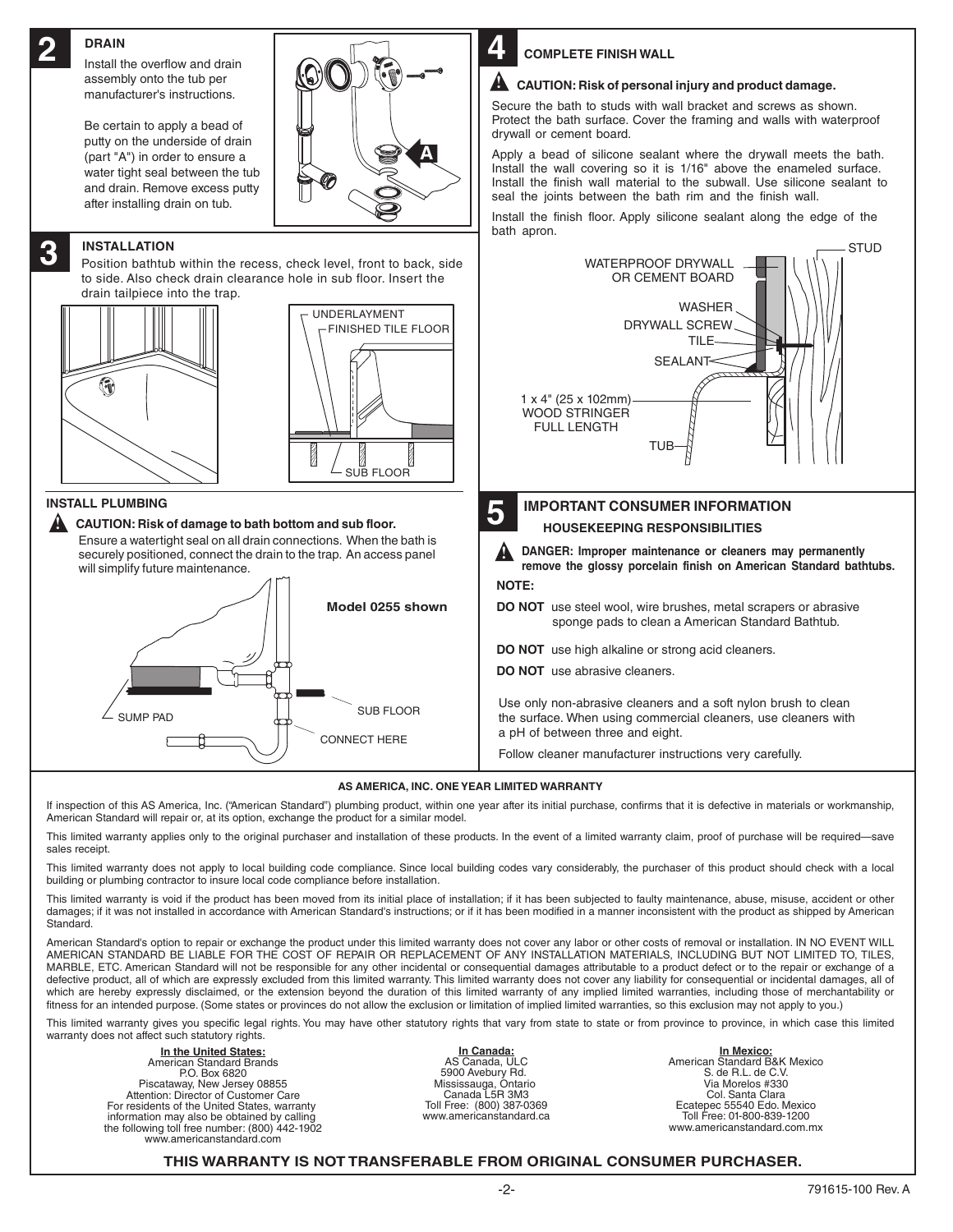## 2 DRAIN

Install the overflow and drain assembly onto the tub per manufacturer's instructions.

Be certain to apply a bead of putty on the underside of drain (part "A") in order to ensure a water tight seal between the tub and drain. Remove excess putty after installing drain on tub.

A

## 3 INSTALLATION

Position bathtub within the recess, check level, front to back, side to side. Also check drain clearance hole in sub floor. Insert the drain tailpiece into the trap.

UNDERLAYMENT
FINISHED TILE FLOOR
SUB FLOOR

### INSTALL PLUMBING

**CAUTION: Risk of damage to bath bottom and sub floor.**

Ensure a watertight seal on all drain connections. When the bath is securely positioned, connect the drain to the trap. An access panel will simplify future maintenance.

**Model 0255 shown**

SUMP PAD
SUB FLOOR
CONNECT HERE

## 4 COMPLETE FINISH WALL

**CAUTION: Risk of personal injury and product damage.**

Secure the bath to studs with wall bracket and screws as shown. Protect the bath surface. Cover the framing and walls with waterproof drywall or cement board.

Apply a bead of silicone sealant where the drywall meets the bath. Install the wall covering so it is 1/16" above the enameled surface. Install the finish wall material to the subwall. Use silicone sealant to seal the joints between the bath rim and the finish wall.

Install the finish floor. Apply silicone sealant along the edge of the bath apron.

WATERPROOF DRYWALL OR CEMENT BOARD
STUD
WASHER
DRYWALL SCREW
TILE
SEALANT
1 x 4" (25 x 102mm) WOOD STRINGER FULL LENGTH
TUB

## 5 IMPORTANT CONSUMER INFORMATION

### HOUSEKEEPING RESPONSIBILITIES

**DANGER: Improper maintenance or cleaners may permanently remove the glossy porcelain finish on American Standard bathtubs.**

**NOTE:**

**DO NOT** use steel wool, wire brushes, metal scrapers or abrasive sponge pads to clean a American Standard Bathtub.

**DO NOT** use high alkaline or strong acid cleaners.

**DO NOT** use abrasive cleaners.

Use only non-abrasive cleaners and a soft nylon brush to clean the surface. When using commercial cleaners, use cleaners with a pH of between three and eight.

Follow cleaner manufacturer instructions very carefully.

### AS AMERICA, INC. ONE YEAR LIMITED WARRANTY

If inspection of this AS America, Inc. ("American Standard") plumbing product, within one year after its initial purchase, confirms that it is defective in materials or workmanship, American Standard will repair or, at its option, exchange the product for a similar model.

This limited warranty applies only to the original purchaser and installation of these products. In the event of a limited warranty claim, proof of purchase will be required—save sales receipt.

This limited warranty does not apply to local building code compliance. Since local building codes vary considerably, the purchaser of this product should check with a local building or plumbing contractor to insure local code compliance before installation.

This limited warranty is void if the product has been moved from its initial place of installation; if it has been subjected to faulty maintenance, abuse, misuse, accident or other damages; if it was not installed in accordance with American Standard's instructions; or if it has been modified in a manner inconsistent with the product as shipped by American Standard.

American Standard's option to repair or exchange the product under this limited warranty does not cover any labor or other costs of removal or installation. IN NO EVENT WILL AMERICAN STANDARD BE LIABLE FOR THE COST OF REPAIR OR REPLACEMENT OF ANY INSTALLATION MATERIALS, INCLUDING BUT NOT LIMITED TO, TILES, MARBLE, ETC. American Standard will not be responsible for any other incidental or consequential damages attributable to a product defect or to the repair or exchange of a defective product, all of which are expressly excluded from this limited warranty. This limited warranty does not cover any liability for consequential or incidental damages, all of which are hereby expressly disclaimed, or the extension beyond the duration of this limited warranty of any implied limited warranties, including those of merchantability or fitness for an intended purpose. (Some states or provinces do not allow the exclusion or limitation of implied limited warranties, so this exclusion may not apply to you.)

This limited warranty gives you specific legal rights. You may have other statutory rights that vary from state to state or from province to province, in which case this limited warranty does not affect such statutory rights.

**In the United States:**
American Standard Brands
P.O. Box 6820
Piscataway, New Jersey 08855
Attention: Director of Customer Care
For residents of the United States, warranty information may also be obtained by calling the following toll free number: (800) 442-1902
www.americanstandard.com

**In Canada:**
AS Canada, ULC
5900 Avebury Rd.
Mississauga, Ontario
Canada L5R 3M3
Toll Free: (800) 387-0369
www.americanstandard.ca

**In Mexico:**
American Standard B&K Mexico
S. de R.L. de C.V.
Via Morelos #330
Col. Santa Clara
Ecatepec 55540 Edo. Mexico
Toll Free: 01-800-839-1200
www.americanstandard.com.mx

**THIS WARRANTY IS NOT TRANSFERABLE FROM ORIGINAL CONSUMER PURCHASER.**

791615-100 Rev. A